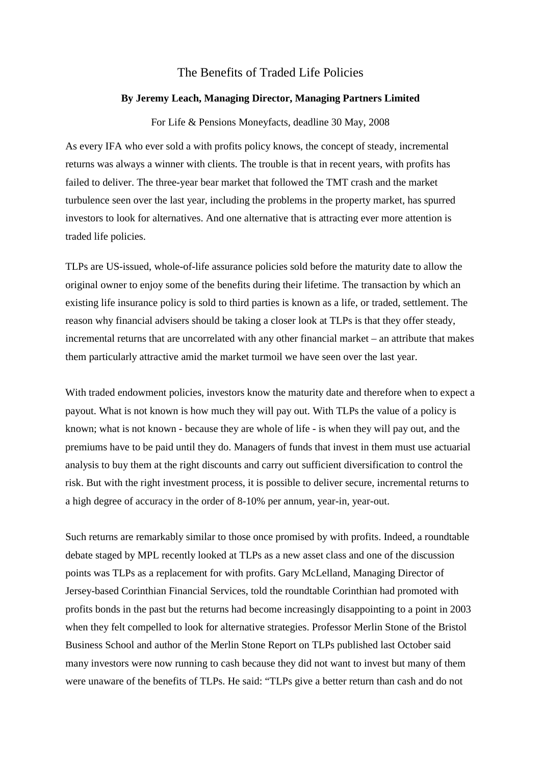# The Benefits of Traded Life Policies

**By Jeremy Leach, Managing Director, Managing Partners Limited**

For Life & Pensions Moneyfacts, deadline 30 May, 2008

As every IFA who ever sold a with profits policy knows, the concept of steady, incremental returns was always a winner with clients. The trouble is that in recent years, with profits has failed to deliver. The three-year bear market that followed the TMT crash and the market turbulence seen over the last year, including the problems in the property market, has spurred investors to look for alternatives. And one alternative that is attracting ever more attention is traded life policies.

TLPs are US-issued, whole-of-life assurance policies sold before the maturity date to allow the original owner to enjoy some of the benefits during their lifetime. The transaction by which an existing life insurance policy is sold to third parties is known as a life, or traded, settlement. The reason why financial advisers should be taking a closer look at TLPs is that they offer steady, incremental returns that are uncorrelated with any other financial market – an attribute that makes them particularly attractive amid the market turmoil we have seen over the last year.

With traded endowment policies, investors know the maturity date and therefore when to expect a payout. What is not known is how much they will pay out. With TLPs the value of a policy is known; what is not known - because they are whole of life - is when they will pay out, and the premiums have to be paid until they do. Managers of funds that invest in them must use actuarial analysis to buy them at the right discounts and carry out sufficient diversification to control the risk. But with the right investment process, it is possible to deliver secure, incremental returns to a high degree of accuracy in the order of 8-10% per annum, year-in, year-out.

Such returns are remarkably similar to those once promised by with profits. Indeed, a roundtable debate staged by MPL recently looked at TLPs as a new asset class and one of the discussion points was TLPs as a replacement for with profits. Gary McLelland, Managing Director of Jersey-based Corinthian Financial Services, told the roundtable Corinthian had promoted with profits bonds in the past but the returns had become increasingly disappointing to a point in 2003 when they felt compelled to look for alternative strategies. Professor Merlin Stone of the Bristol Business School and author of the Merlin Stone Report on TLPs published last October said many investors were now running to cash because they did not want to invest but many of them were unaware of the benefits of TLPs. He said: "TLPs give a better return than cash and do not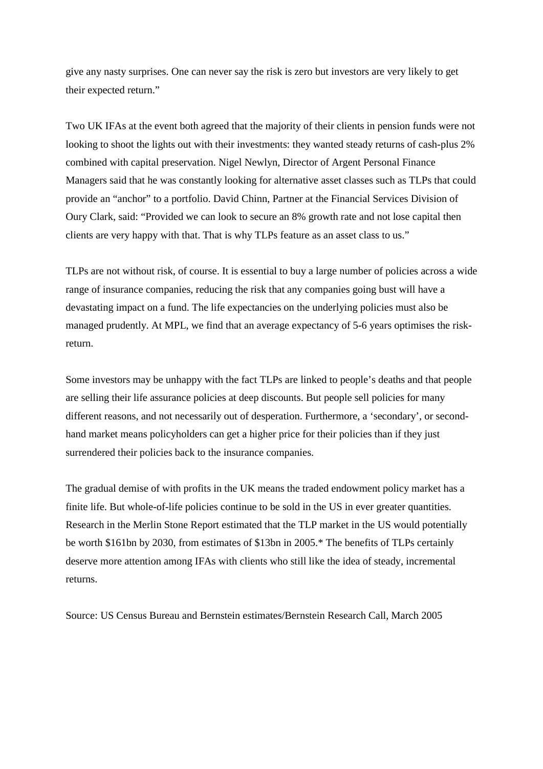give any nasty surprises. One can never say the risk is zero but investors are very likely to get their expected return."

Two UK IFAs at the event both agreed that the majority of their clients in pension funds were not looking to shoot the lights out with their investments: they wanted steady returns of cash-plus 2% combined with capital preservation. Nigel Newlyn, Director of Argent Personal Finance Managers said that he was constantly looking for alternative asset classes such as TLPs that could provide an "anchor" to a portfolio. David Chinn, Partner at the Financial Services Division of Oury Clark, said: "Provided we can look to secure an 8% growth rate and not lose capital then clients are very happy with that. That is why TLPs feature as an asset class to us."

TLPs are not without risk, of course. It is essential to buy a large number of policies across a wide range of insurance companies, reducing the risk that any companies going bust will have a devastating impact on a fund. The life expectancies on the underlying policies must also be managed prudently. At MPL, we find that an average expectancy of 5-6 years optimises the risk-return.

Some investors may be unhappy with the fact TLPs are linked to people's deaths and that people are selling their life assurance policies at deep discounts. But people sell policies for many different reasons, and not necessarily out of desperation. Furthermore, a 'secondary', or second-hand market means policyholders can get a higher price for their policies than if they just surrendered their policies back to the insurance companies.

The gradual demise of with profits in the UK means the traded endowment policy market has a finite life. But whole-of-life policies continue to be sold in the US in ever greater quantities. Research in the Merlin Stone Report estimated that the TLP market in the US would potentially be worth $161bn by 2030, from estimates of $13bn in 2005.* The benefits of TLPs certainly deserve more attention among IFAs with clients who still like the idea of steady, incremental returns.

Source: US Census Bureau and Bernstein estimates/Bernstein Research Call, March 2005